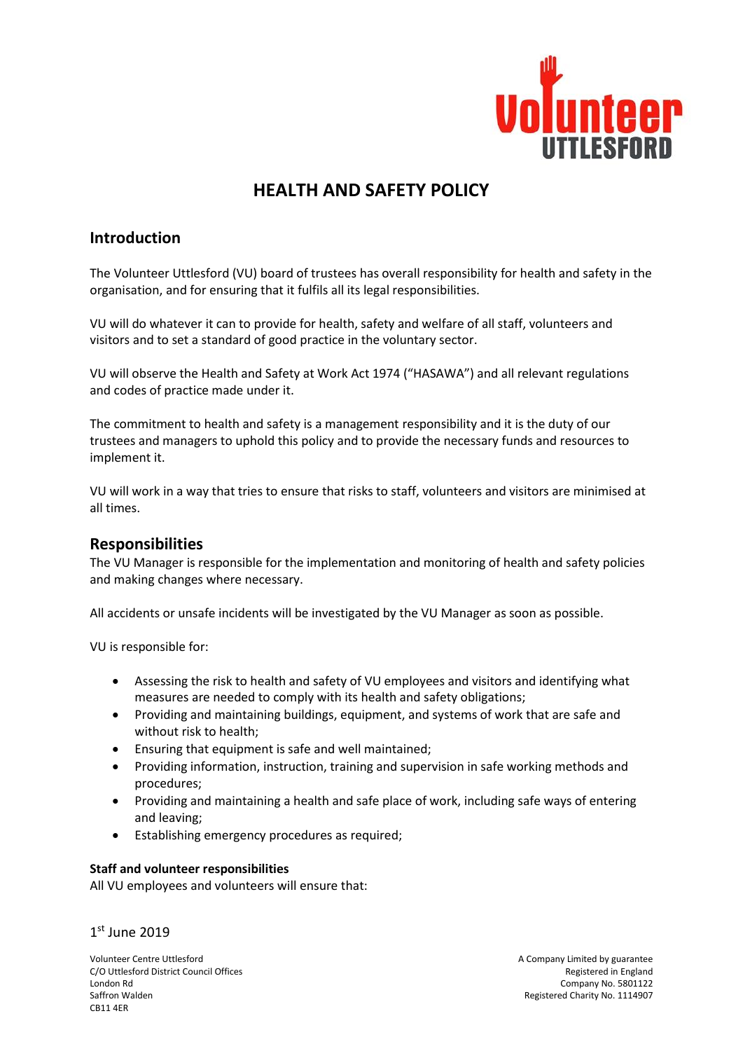# HEALTH AND SAFETY POLICY

## Introduction

The Volunteer Uttlesford (VU) board of trustees has overall responsibility for health and safety in the organisation, and for ensuring that it fulfils all its legal responsibilities.

VU will do whatever it can to provide for health, safety and welfare of all staff, volunteers and visitors and to set a standard of good practice in the voluntary sector.

VU will observe the Health and Safety at Work Act 1974 ("HASAWA") and all relevant regulations and codes of practice made under it.

The commitment to health and safety is a management responsibility and it is the duty of our trustees and managers to uphold this policy and to provide the necessary funds and resources to implement it.

VU will work in a way that tries to ensure that risks to staff, volunteers and visitors are minimised at all times.

## Responsibilities

The VU Manager is responsible for the implementation and monitoring of health and safety policies and making changes where necessary.

All accidents or unsafe incidents will be investigated by the VU Manager as soon as possible.

VU is responsible for:

- Assessing the risk to health and safety of VU employees and visitors and identifying what measures are needed to comply with its health and safety obligations;
- Providing and maintaining buildings, equipment, and systems of work that are safe and without risk to health;
- Ensuring that equipment is safe and well maintained;
- Providing information, instruction, training and supervision in safe working methods and procedures;
- Providing and maintaining a health and safe place of work, including safe ways of entering and leaving;
- Establishing emergency procedures as required;

**Staff and volunteer responsibilities**

All VU employees and volunteers will ensure that:

1st June 2019

Volunteer Centre Uttlesford
C/O Uttlesford District Council Offices
London Rd
Saffron Walden
CB11 4ER

A Company Limited by guarantee
Registered in England
Company No. 5801122
Registered Charity No. 1114907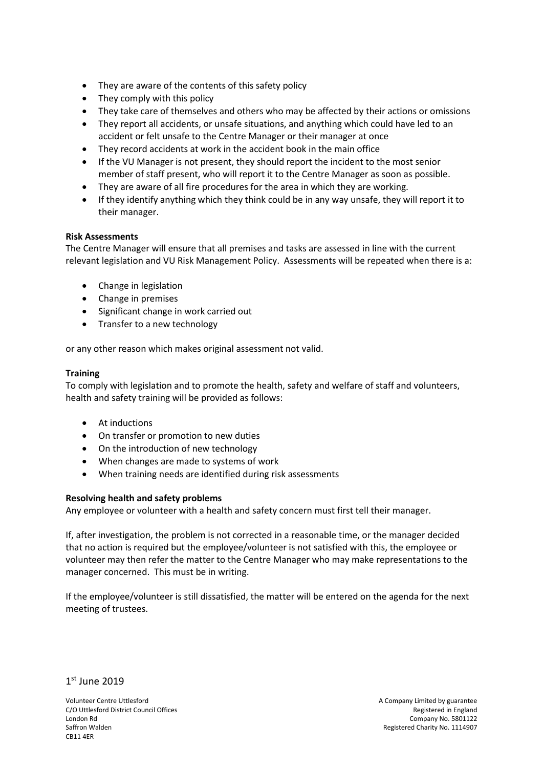- They are aware of the contents of this safety policy
- They comply with this policy
- They take care of themselves and others who may be affected by their actions or omissions
- They report all accidents, or unsafe situations, and anything which could have led to an accident or felt unsafe to the Centre Manager or their manager at once
- They record accidents at work in the accident book in the main office
- If the VU Manager is not present, they should report the incident to the most senior member of staff present, who will report it to the Centre Manager as soon as possible.
- They are aware of all fire procedures for the area in which they are working.
- If they identify anything which they think could be in any way unsafe, they will report it to their manager.

**Risk Assessments**

The Centre Manager will ensure that all premises and tasks are assessed in line with the current relevant legislation and VU Risk Management Policy. Assessments will be repeated when there is a:

- Change in legislation
- Change in premises
- Significant change in work carried out
- Transfer to a new technology

or any other reason which makes original assessment not valid.

**Training**

To comply with legislation and to promote the health, safety and welfare of staff and volunteers, health and safety training will be provided as follows:

- At inductions
- On transfer or promotion to new duties
- On the introduction of new technology
- When changes are made to systems of work
- When training needs are identified during risk assessments

**Resolving health and safety problems**

Any employee or volunteer with a health and safety concern must first tell their manager.

If, after investigation, the problem is not corrected in a reasonable time, or the manager decided that no action is required but the employee/volunteer is not satisfied with this, the employee or volunteer may then refer the matter to the Centre Manager who may make representations to the manager concerned. This must be in writing.

If the employee/volunteer is still dissatisfied, the matter will be entered on the agenda for the next meeting of trustees.

1st June 2019

Volunteer Centre Uttlesford
C/O Uttlesford District Council Offices
London Rd
Saffron Walden
CB11 4ER

A Company Limited by guarantee
Registered in England
Company No. 5801122
Registered Charity No. 1114907